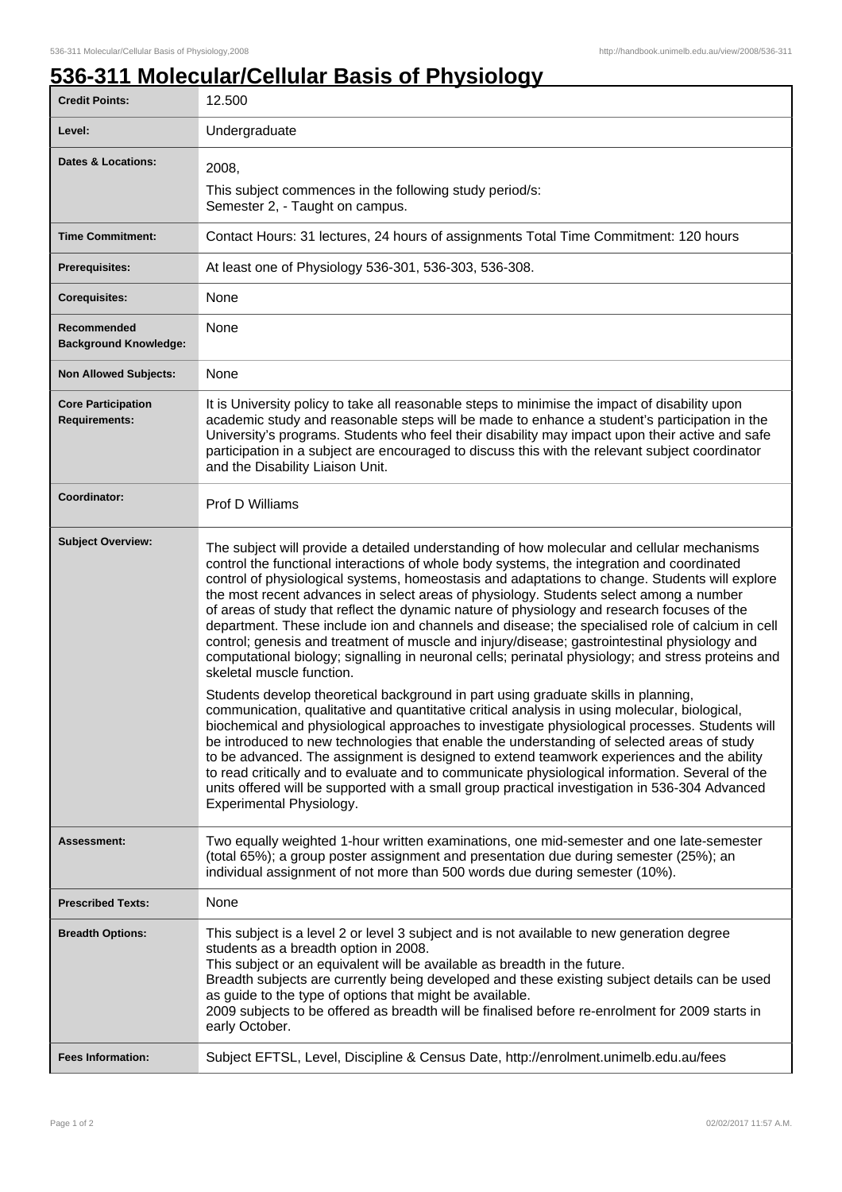# 536-311 Molecular/Cellular Basis of Physiology

| | |
|---|---|
| **Credit Points:** | 12.500 |
| **Level:** | Undergraduate |
| **Dates & Locations:** | 2008,<br>This subject commences in the following study period/s:<br>Semester 2, - Taught on campus. |
| **Time Commitment:** | Contact Hours: 31 lectures, 24 hours of assignments Total Time Commitment: 120 hours |
| **Prerequisites:** | At least one of Physiology 536-301, 536-303, 536-308. |
| **Corequisites:** | None |
| **Recommended Background Knowledge:** | None |
| **Non Allowed Subjects:** | None |
| **Core Participation Requirements:** | It is University policy to take all reasonable steps to minimise the impact of disability upon academic study and reasonable steps will be made to enhance a student's participation in the University's programs. Students who feel their disability may impact upon their active and safe participation in a subject are encouraged to discuss this with the relevant subject coordinator and the Disability Liaison Unit. |
| **Coordinator:** | Prof D Williams |
| **Subject Overview:** | The subject will provide a detailed understanding of how molecular and cellular mechanisms control the functional interactions of whole body systems, the integration and coordinated control of physiological systems, homeostasis and adaptations to change. Students will explore the most recent advances in select areas of physiology. Students select among a number of areas of study that reflect the dynamic nature of physiology and research focuses of the department. These include ion and channels and disease; the specialised role of calcium in cell control; genesis and treatment of muscle and injury/disease; gastrointestinal physiology and computational biology; signalling in neuronal cells; perinatal physiology; and stress proteins and skeletal muscle function.<br><br>Students develop theoretical background in part using graduate skills in planning, communication, qualitative and quantitative critical analysis in using molecular, biological, biochemical and physiological approaches to investigate physiological processes. Students will be introduced to new technologies that enable the understanding of selected areas of study to be advanced. The assignment is designed to extend teamwork experiences and the ability to read critically and to evaluate and to communicate physiological information. Several of the units offered will be supported with a small group practical investigation in 536-304 Advanced Experimental Physiology. |
| **Assessment:** | Two equally weighted 1-hour written examinations, one mid-semester and one late-semester (total 65%); a group poster assignment and presentation due during semester (25%); an individual assignment of not more than 500 words due during semester (10%). |
| **Prescribed Texts:** | None |
| **Breadth Options:** | This subject is a level 2 or level 3 subject and is not available to new generation degree students as a breadth option in 2008.<br>This subject or an equivalent will be available as breadth in the future.<br>Breadth subjects are currently being developed and these existing subject details can be used as guide to the type of options that might be available.<br>2009 subjects to be offered as breadth will be finalised before re-enrolment for 2009 starts in early October. |
| **Fees Information:** | Subject EFTSL, Level, Discipline & Census Date, http://enrolment.unimelb.edu.au/fees |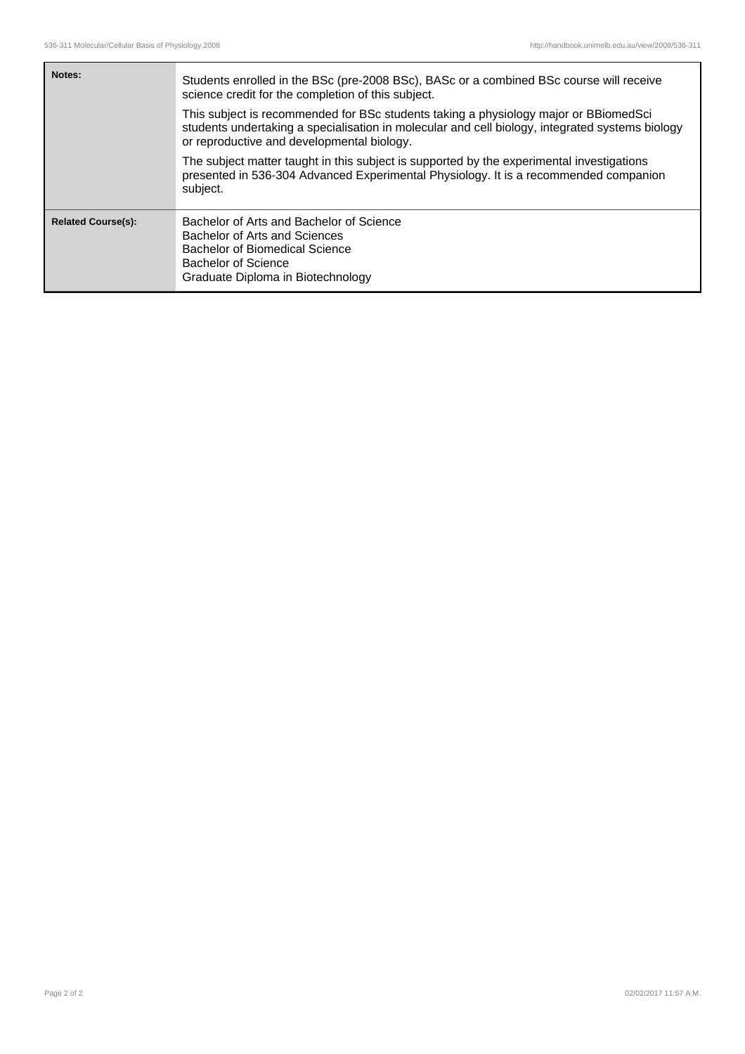| | |
|---|---|
| **Notes:** | Students enrolled in the BSc (pre-2008 BSc), BASc or a combined BSc course will receive science credit for the completion of this subject.<br><br>This subject is recommended for BSc students taking a physiology major or BBiomedSci students undertaking a specialisation in molecular and cell biology, integrated systems biology or reproductive and developmental biology.<br><br>The subject matter taught in this subject is supported by the experimental investigations presented in 536-304 Advanced Experimental Physiology. It is a recommended companion subject. |
| **Related Course(s):** | Bachelor of Arts and Bachelor of Science<br>Bachelor of Arts and Sciences<br>Bachelor of Biomedical Science<br>Bachelor of Science<br>Graduate Diploma in Biotechnology |